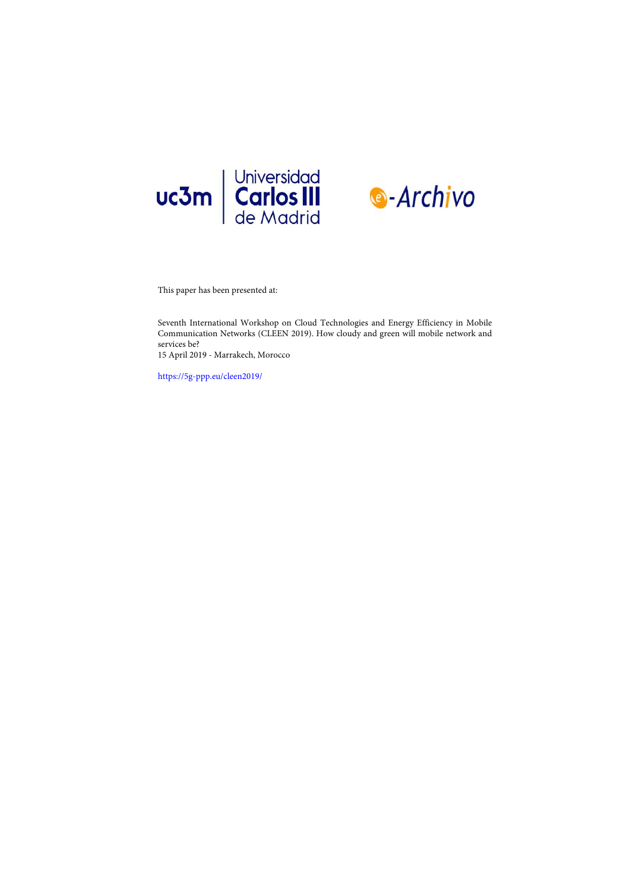This paper has been presented at:

Seventh International Workshop on Cloud Technologies and Energy Efficiency in Mobile Communication Networks (CLEEN 2019). How cloudy and green will mobile network and services be?
15 April 2019 - Marrakech, Morocco

https://5g-ppp.eu/cleen2019/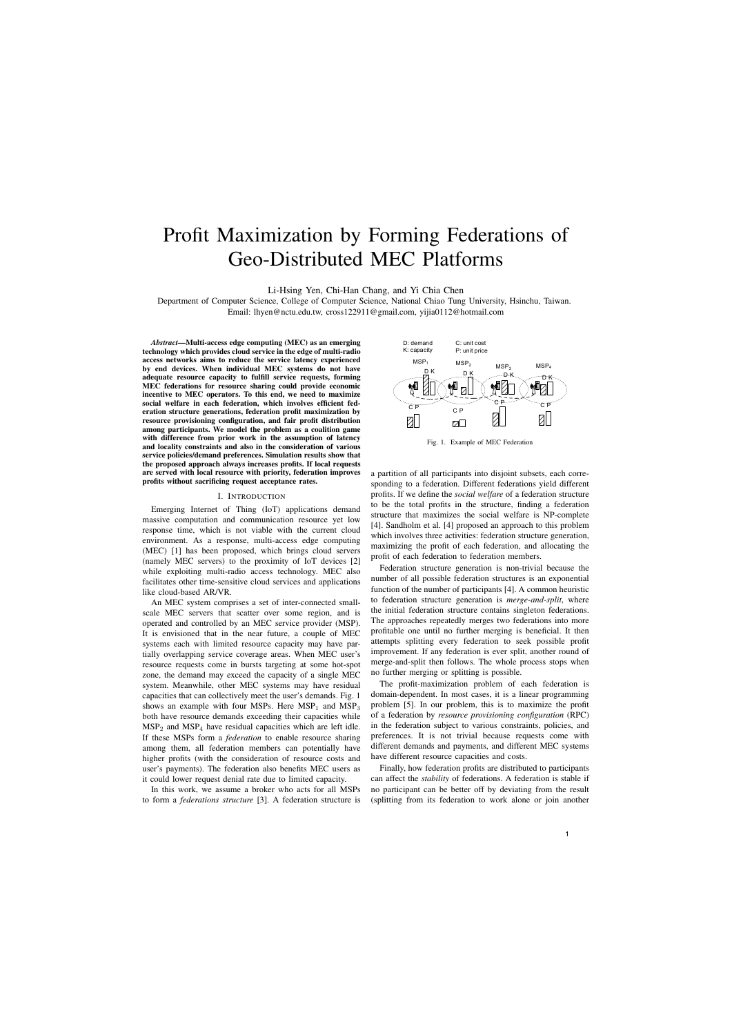# Profit Maximization by Forming Federations of Geo-Distributed MEC Platforms

Li-Hsing Yen, Chi-Han Chang, and Yi Chia Chen

Department of Computer Science, College of Computer Science, National Chiao Tung University, Hsinchu, Taiwan.
Email: lhyen@nctu.edu.tw, cross122911@gmail.com, yijia0112@hotmail.com

***Abstract*—Multi-access edge computing (MEC) as an emerging technology which provides cloud service in the edge of multi-radio access networks aims to reduce the service latency experienced by end devices. When individual MEC systems do not have adequate resource capacity to fulfill service requests, forming MEC federations for resource sharing could provide economic incentive to MEC operators. To this end, we need to maximize social welfare in each federation, which involves efficient federation structure generations, federation profit maximization by resource provisioning configuration, and fair profit distribution among participants. We model the problem as a coalition game with difference from prior work in the assumption of latency and locality constraints and also in the consideration of various service policies/demand preferences. Simulation results show that the proposed approach always increases profits. If local requests are served with local resource with priority, federation improves profits without sacrificing request acceptance rates.**

## I. Introduction

Emerging Internet of Thing (IoT) applications demand massive computation and communication resource yet low response time, which is not viable with the current cloud environment. As a response, multi-access edge computing (MEC) [1] has been proposed, which brings cloud servers (namely MEC servers) to the proximity of IoT devices [2] while exploiting multi-radio access technology. MEC also facilitates other time-sensitive cloud services and applications like cloud-based AR/VR.

An MEC system comprises a set of inter-connected small-scale MEC servers that scatter over some region, and is operated and controlled by an MEC service provider (MSP). It is envisioned that in the near future, a couple of MEC systems each with limited resource capacity may have partially overlapping service coverage areas. When MEC user's resource requests come in bursts targeting at some hot-spot zone, the demand may exceed the capacity of a single MEC system. Meanwhile, other MEC systems may have residual capacities that can collectively meet the user's demands. Fig. 1 shows an example with four MSPs. Here $\text{MSP}_1$ and $\text{MSP}_3$ both have resource demands exceeding their capacities while $\text{MSP}_2$ and $\text{MSP}_4$ have residual capacities which are left idle. If these MSPs form a *federation* to enable resource sharing among them, all federation members can potentially have higher profits (with the consideration of resource costs and user's payments). The federation also benefits MEC users as it could lower request denial rate due to limited capacity.

In this work, we assume a broker who acts for all MSPs to form a *federations structure* [3]. A federation structure is a partition of all participants into disjoint subsets, each corresponding to a federation. Different federations yield different profits. If we define the *social welfare* of a federation structure to be the total profits in the structure, finding a federation structure that maximizes the social welfare is NP-complete [4]. Sandholm et al. [4] proposed an approach to this problem which involves three activities: federation structure generation, maximizing the profit of each federation, and allocating the profit of each federation to federation members.

Fig. 1. Example of MEC Federation

Federation structure generation is non-trivial because the number of all possible federation structures is an exponential function of the number of participants [4]. A common heuristic to federation structure generation is *merge-and-split*, where the initial federation structure contains singleton federations. The approaches repeatedly merges two federations into more profitable one until no further merging is beneficial. It then attempts splitting every federation to seek possible profit improvement. If any federation is ever split, another round of merge-and-split then follows. The whole process stops when no further merging or splitting is possible.

The profit-maximization problem of each federation is domain-dependent. In most cases, it is a linear programming problem [5]. In our problem, this is to maximize the profit of a federation by *resource provisioning configuration* (RPC) in the federation subject to various constraints, policies, and preferences. It is not trivial because requests come with different demands and payments, and different MEC systems have different resource capacities and costs.

Finally, how federation profits are distributed to participants can affect the *stability* of federations. A federation is stable if no participant can be better off by deviating from the result (splitting from its federation to work alone or join another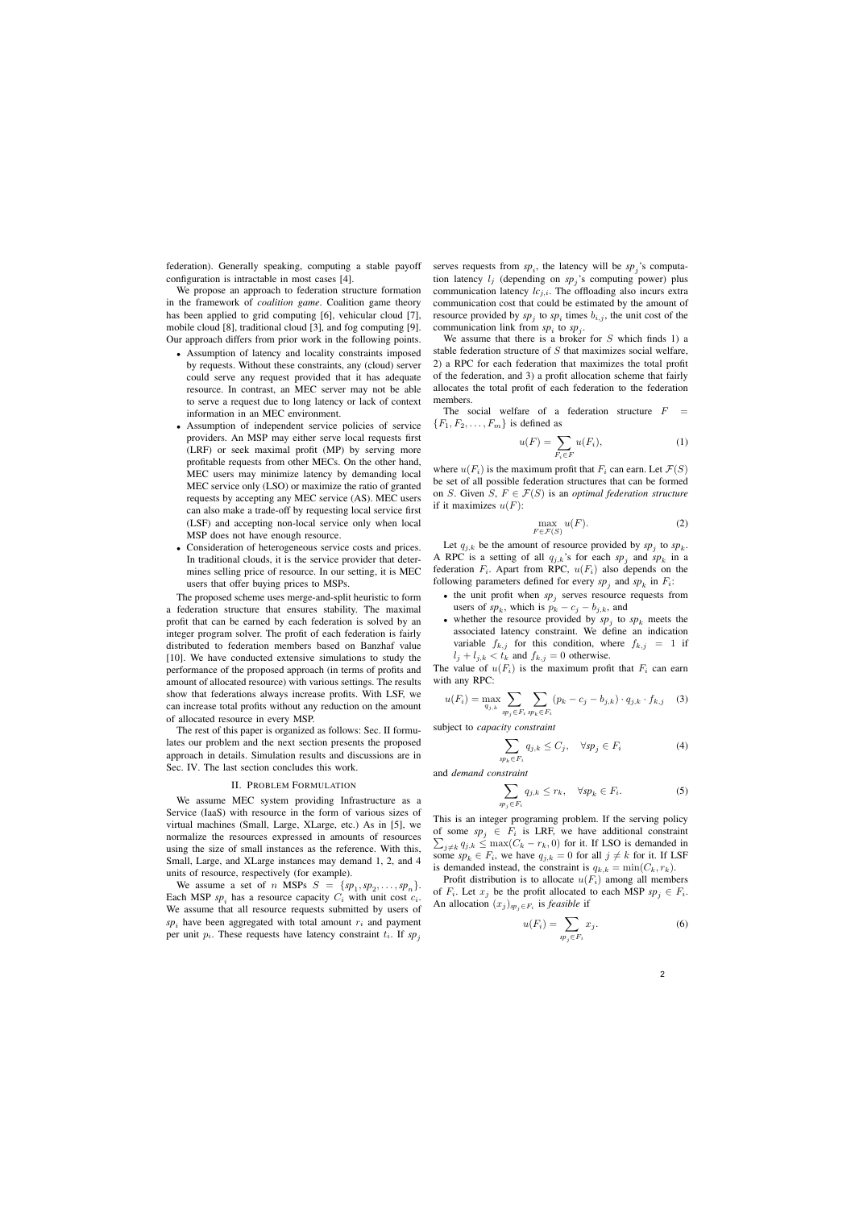federation). Generally speaking, computing a stable payoff configuration is intractable in most cases [4].

We propose an approach to federation structure formation in the framework of *coalition game*. Coalition game theory has been applied to grid computing [6], vehicular cloud [7], mobile cloud [8], traditional cloud [3], and fog computing [9]. Our approach differs from prior work in the following points.

- Assumption of latency and locality constraints imposed by requests. Without these constraints, any (cloud) server could serve any request provided that it has adequate resource. In contrast, an MEC server may not be able to serve a request due to long latency or lack of context information in an MEC environment.
- Assumption of independent service policies of service providers. An MSP may either serve local requests first (LRF) or seek maximal profit (MP) by serving more profitable requests from other MECs. On the other hand, MEC users may minimize latency by demanding local MEC service only (LSO) or maximize the ratio of granted requests by accepting any MEC service (AS). MEC users can also make a trade-off by requesting local service first (LSF) and accepting non-local service only when local MSP does not have enough resource.
- Consideration of heterogeneous service costs and prices. In traditional clouds, it is the service provider that determines selling price of resource. In our setting, it is MEC users that offer buying prices to MSPs.

The proposed scheme uses merge-and-split heuristic to form a federation structure that ensures stability. The maximal profit that can be earned by each federation is solved by an integer program solver. The profit of each federation is fairly distributed to federation members based on Banzhaf value [10]. We have conducted extensive simulations to study the performance of the proposed approach (in terms of profits and amount of allocated resource) with various settings. The results show that federations always increase profits. With LSF, we can increase total profits without any reduction on the amount of allocated resource in every MSP.

The rest of this paper is organized as follows: Sec. II formulates our problem and the next section presents the proposed approach in details. Simulation results and discussions are in Sec. IV. The last section concludes this work.

## II. Problem Formulation

We assume MEC system providing Infrastructure as a Service (IaaS) with resource in the form of various sizes of virtual machines (Small, Large, XLarge, etc.) As in [5], we normalize the resources expressed in amounts of resources using the size of small instances as the reference. With this, Small, Large, and XLarge instances may demand 1, 2, and 4 units of resource, respectively (for example).

We assume a set of $n$ MSPs $S = \{sp_1, sp_2, \ldots, sp_n\}$. Each MSP $sp_i$ has a resource capacity $C_i$ with unit cost $c_i$. We assume that all resource requests submitted by users of $sp_i$ have been aggregated with total amount $r_i$ and payment per unit $p_i$. These requests have latency constraint $t_i$. If $sp_j$ serves requests from $sp_i$, the latency will be $sp_j$'s computation latency $l_j$ (depending on $sp_j$'s computing power) plus communication latency $lc_{j,i}$. The offloading also incurs extra communication cost that could be estimated by the amount of resource provided by $sp_j$ to $sp_i$ times $b_{i,j}$, the unit cost of the communication link from $sp_i$ to $sp_j$.

We assume that there is a broker for $S$ which finds 1) a stable federation structure of $S$ that maximizes social welfare, 2) a RPC for each federation that maximizes the total profit of the federation, and 3) a profit allocation scheme that fairly allocates the total profit of each federation to the federation members.

The social welfare of a federation structure $F = \{F_1, F_2, \ldots, F_m\}$ is defined as

$$u(F) = \sum_{F_i \in F} u(F_i), \tag{1}$$

where $u(F_i)$ is the maximum profit that $F_i$ can earn. Let $\mathcal{F}(S)$ be set of all possible federation structures that can be formed on $S$. Given $S$, $F \in \mathcal{F}(S)$ is an *optimal federation structure* if it maximizes $u(F)$:

$$\max_{F \in \mathcal{F}(S)} u(F). \tag{2}$$

Let $q_{j,k}$ be the amount of resource provided by $sp_j$ to $sp_k$. A RPC is a setting of all $q_{j,k}$'s for each $sp_j$ and $sp_k$ in a federation $F_i$. Apart from RPC, $u(F_i)$ also depends on the following parameters defined for every $sp_j$ and $sp_k$ in $F_i$:

- the unit profit when $sp_j$ serves resource requests from users of $sp_k$, which is $p_k - c_j - b_{j,k}$, and
- whether the resource provided by $sp_j$ to $sp_k$ meets the associated latency constraint. We define an indication variable $f_{k,j}$ for this condition, where $f_{k,j} = 1$ if $l_j + l_{j,k} < t_k$ and $f_{k,j} = 0$ otherwise.

The value of $u(F_i)$ is the maximum profit that $F_i$ can earn with any RPC:

$$u(F_i) = \max_{q_{j,k}} \sum_{sp_j \in F_i} \sum_{sp_k \in F_i} (p_k - c_j - b_{j,k}) \cdot q_{j,k} \cdot f_{k,j} \tag{3}$$

subject to *capacity constraint*

$$\sum_{sp_k \in F_i} q_{j,k} \leq C_j, \quad \forall sp_j \in F_i \tag{4}$$

and *demand constraint*

$$\sum_{sp_j \in F_i} q_{j,k} \leq r_k, \quad \forall sp_k \in F_i. \tag{5}$$

This is an integer programing problem. If the serving policy of some $sp_j \in F_i$ is LRF, we have additional constraint $\sum_{j \neq k} q_{j,k} \leq \max(C_k - r_k, 0)$ for it. If LSO is demanded in some $sp_k \in F_i$, we have $q_{j,k} = 0$ for all $j \neq k$ for it. If LSF is demanded instead, the constraint is $q_{k,k} = \min(C_k, r_k)$.

Profit distribution is to allocate $u(F_i)$ among all members of $F_i$. Let $x_j$ be the profit allocated to each MSP $sp_j \in F_i$. An allocation $(x_j)_{sp_j \in F_i}$ is *feasible* if

$$u(F_i) = \sum_{sp_j \in F_i} x_j. \tag{6}$$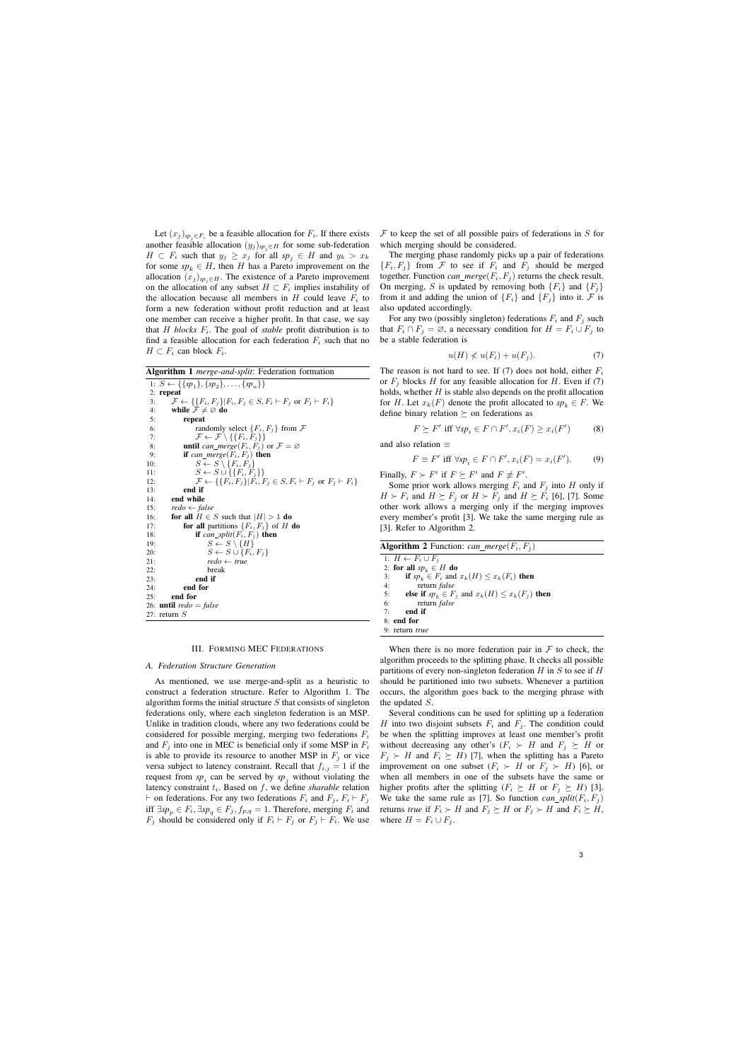Let $(x_j)_{sp_j \in F_i}$ be a feasible allocation for $F_i$. If there exists another feasible allocation $(y_j)_{sp_j \in H}$ for some sub-federation $H \subset F_i$ such that $y_j \geq x_j$ for all $sp_j \in H$ and $y_k > x_k$ for some $sp_k \in H$, then $H$ has a Pareto improvement on the allocation $(x_j)_{sp_j \in H}$. The existence of a Pareto improvement on the allocation of any subset $H \subset F_i$ implies instability of the allocation because all members in $H$ could leave $F_i$ to form a new federation without profit reduction and at least one member can receive a higher profit. In that case, we say that $H$ *blocks* $F_i$. The goal of *stable* profit distribution is to find a feasible allocation for each federation $F_i$ such that no $H \subset F_i$ can block $F_i$.

**Algorithm 1** *merge-and-split*: Federation formation

```
1: S ← {{sp_1}, {sp_2}, ..., {sp_n}}
2: repeat
3:     F ← {{F_i, F_j}|F_i, F_j ∈ S, F_i ⊢ F_j or F_j ⊢ F_i}
4:     while F ≠ ∅ do
5:         repeat
6:             randomly select {F_i, F_j} from F
7:             F ← F \ {{F_i, F_j}}
8:         until can_merge(F_i, F_j) or F = ∅
9:         if can_merge(F_i, F_j) then
10:            S ← S \ {F_i, F_j}
11:            S ← S ∪ {{F_i, F_j}}
12:            F ← {{F_i, F_j}|F_i, F_j ∈ S, F_i ⊢ F_j or F_j ⊢ F_i}
13:        end if
14:    end while
15:    redo ← false
16:    for all H ∈ S such that |H| > 1 do
17:        for all partitions {F_i, F_j} of H do
18:            if can_split(F_i, F_j) then
19:                S ← S \ {H}
20:                S ← S ∪ {F_i, F_j}
21:                redo ← true
22:                break
23:            end if
24:        end for
25:    end for
26: until redo = false
27: return S
```

## III. Forming MEC Federations

### A. Federation Structure Generation

As mentioned, we use merge-and-split as a heuristic to construct a federation structure. Refer to Algorithm 1. The algorithm forms the initial structure $S$ that consists of singleton federations only, where each singleton federation is an MSP. Unlike in tradition clouds, where any two federations could be considered for possible merging, merging two federations $F_i$ and $F_j$ into one in MEC is beneficial only if some MSP in $F_i$ is able to provide its resource to another MSP in $F_j$ or vice versa subject to latency constraint. Recall that $f_{i,j} = 1$ if the request from $sp_i$ can be served by $sp_j$ without violating the latency constraint $t_i$. Based on $f$, we define *sharable* relation $\vdash$ on federations. For any two federations $F_i$ and $F_j$, $F_i \vdash F_j$ iff $\exists sp_p \in F_i, \exists sp_q \in F_j, f_{p,q} = 1$. Therefore, merging $F_i$ and $F_j$ should be considered only if $F_i \vdash F_j$ or $F_j \vdash F_i$. We use $\mathcal{F}$ to keep the set of all possible pairs of federations in $S$ for which merging should be considered.

The merging phase randomly picks up a pair of federations $\{F_i, F_j\}$ from $\mathcal{F}$ to see if $F_i$ and $F_j$ should be merged together. Function *can_merge*$(F_i, F_j)$ returns the check result. On merging, $S$ is updated by removing both $\{F_i\}$ and $\{F_j\}$ from it and adding the union of $\{F_i\}$ and $\{F_j\}$ into it. $\mathcal{F}$ is also updated accordingly.

For any two (possibly singleton) federations $F_i$ and $F_j$ such that $F_i \cap F_j = \varnothing$, a necessary condition for $H = F_i \cup F_j$ to be a stable federation is

$$u(H) \not< u(F_i) + u(F_j). \tag{7}$$

The reason is not hard to see. If (7) does not hold, either $F_i$ or $F_j$ blocks $H$ for any feasible allocation for $H$. Even if (7) holds, whether $H$ is stable also depends on the profit allocation for $H$. Let $x_k(F)$ denote the profit allocated to $sp_k \in F$. We define binary relation $\succeq$ on federations as

$$F \succeq F' \text{ iff } \forall sp_i \in F \cap F', x_i(F) \geq x_i(F') \tag{8}$$

and also relation $\equiv$

$$F \equiv F' \text{ iff } \forall sp_i \in F \cap F', x_i(F) = x_i(F'). \tag{9}$$

Finally, $F \succ F'$ if $F \succeq F'$ and $F \not\equiv F'$.

Some prior work allows merging $F_i$ and $F_j$ into $H$ only if $H \succ F_i$ and $H \succeq F_j$ or $H \succ F_j$ and $H \succeq F_i$ [6], [7]. Some other work allows a merging only if the merging improves every member's profit [3]. We take the same merging rule as [3]. Refer to Algorithm 2.

**Algorithm 2** Function: *can_merge*$(F_i, F_j)$

```
1: H ← F_i ∪ F_j
2: for all sp_k ∈ H do
3:     if sp_k ∈ F_i and x_k(H) ≤ x_k(F_i) then
4:         return false
5:     else if sp_k ∈ F_j and x_k(H) ≤ x_k(F_j) then
6:         return false
7:     end if
8: end for
9: return true
```

When there is no more federation pair in $\mathcal{F}$ to check, the algorithm proceeds to the splitting phase. It checks all possible partitions of every non-singleton federation $H$ in $S$ to see if $H$ should be partitioned into two subsets. Whenever a partition occurs, the algorithm goes back to the merging phrase with the updated $S$.

Several conditions can be used for splitting up a federation $H$ into two disjoint subsets $F_i$ and $F_j$. The condition could be when the splitting improves at least one member's profit without decreasing any other's ($F_i \succ H$ and $F_j \succeq H$ or $F_j \succ H$ and $F_i \succeq H$) [7], when the splitting has a Pareto improvement on one subset ($F_i \succ H$ or $F_j \succ H$) [6], or when all members in one of the subsets have the same or higher profits after the splitting ($F_i \succeq H$ or $F_j \succeq H$) [3]. We take the same rule as [7]. So function *can_split*$(F_i, F_j)$ returns *true* if $F_i \succ H$ and $F_j \succeq H$ or $F_j \succ H$ and $F_i \succeq H$, where $H = F_i \cup F_j$.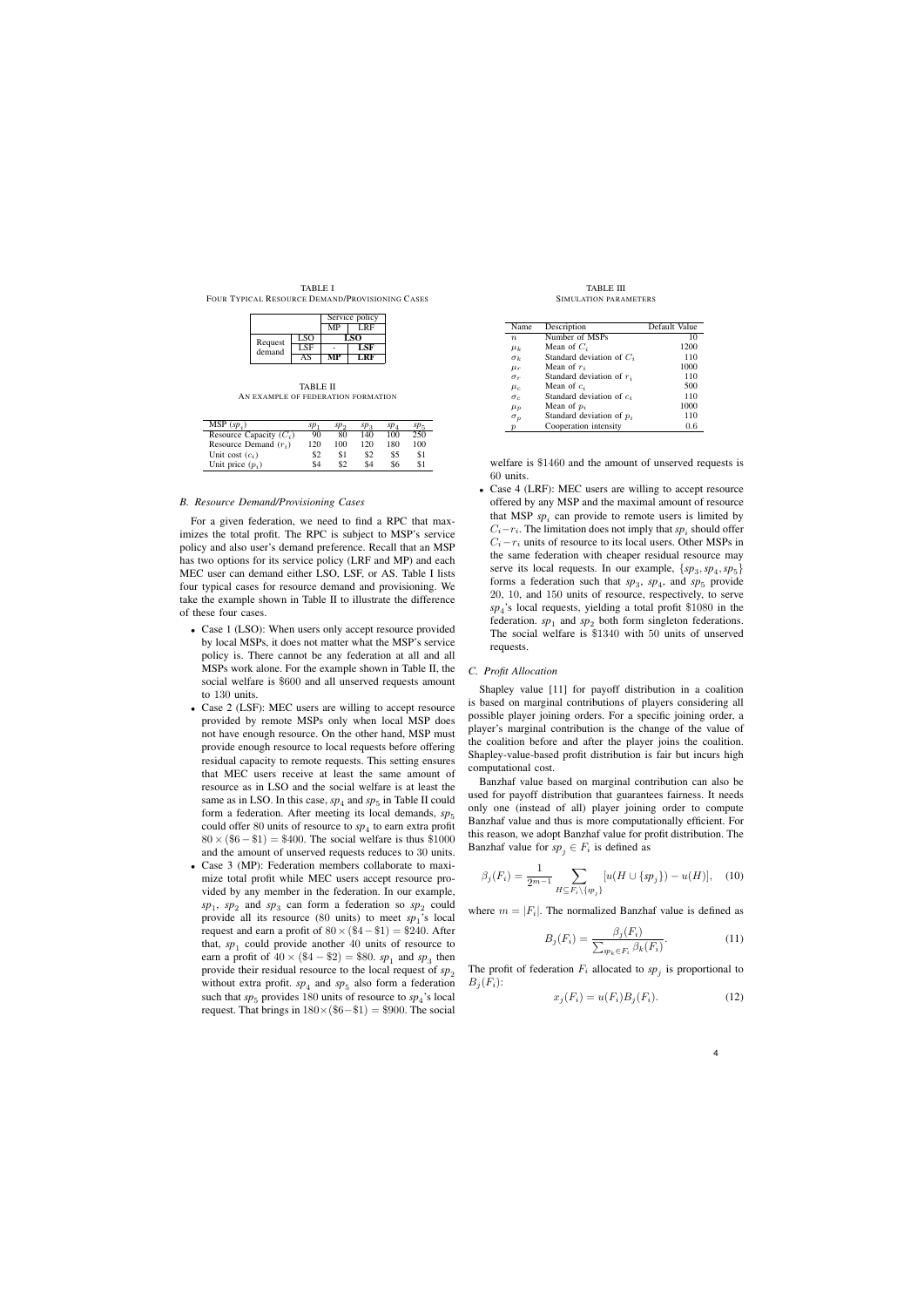TABLE I
FOUR TYPICAL RESOURCE DEMAND/PROVISIONING CASES

| | | Service policy | |
|---|---|---|---|
| | | MP | LRF |
| Request demand | LSO | **LSO** | |
| | LSF | - | **LSF** |
| | AS | **MP** | **LRF** |

TABLE II
AN EXAMPLE OF FEDERATION FORMATION

| MSP ($sp_i$) | $sp_1$ | $sp_2$ | $sp_3$ | $sp_4$ | $sp_5$ |
|---|---|---|---|---|---|
| Resource Capacity ($C_i$) | 90 | 80 | 140 | 100 | 250 |
| Resource Demand ($r_i$) | 120 | 100 | 120 | 180 | 100 |
| Unit cost ($c_i$) | \$2 | \$1 | \$2 | \$5 | \$1 |
| Unit price ($p_i$) | \$4 | \$2 | \$4 | \$6 | \$1 |

### *B. Resource Demand/Provisioning Cases*

For a given federation, we need to find a RPC that maximizes the total profit. The RPC is subject to MSP's service policy and also user's demand preference. Recall that an MSP has two options for its service policy (LRF and MP) and each MEC user can demand either LSO, LSF, or AS. Table I lists four typical cases for resource demand and provisioning. We take the example shown in Table II to illustrate the difference of these four cases.

- Case 1 (LSO): When users only accept resource provided by local MSPs, it does not matter what the MSP's service policy is. There cannot be any federation at all and all MSPs work alone. For the example shown in Table II, the social welfare is \$600 and all unserved requests amount to 130 units.
- Case 2 (LSF): MEC users are willing to accept resource provided by remote MSPs only when local MSP does not have enough resource. On the other hand, MSP must provide enough resource to local requests before offering residual capacity to remote requests. This setting ensures that MEC users receive at least the same amount of resource as in LSO and the social welfare is at least the same as in LSO. In this case, $sp_4$ and $sp_5$ in Table II could form a federation. After meeting its local demands, $sp_5$ could offer 80 units of resource to $sp_4$ to earn extra profit $80 \times (\$6 - \$1) = \$400$. The social welfare is thus \$1000 and the amount of unserved requests reduces to 30 units.
- Case 3 (MP): Federation members collaborate to maximize total profit while MEC users accept resource provided by any member in the federation. In our example, $sp_1$, $sp_2$ and $sp_3$ can form a federation so $sp_2$ could provide all its resource (80 units) to meet $sp_1$'s local request and earn a profit of $80 \times (\$4 - \$1) = \$240$. After that, $sp_1$ could provide another 40 units of resource to earn a profit of $40 \times (\$4 - \$2) = \$80$. $sp_1$ and $sp_3$ then provide their residual resource to the local request of $sp_2$ without extra profit. $sp_4$ and $sp_5$ also form a federation such that $sp_5$ provides 180 units of resource to $sp_4$'s local request. That brings in $180 \times (\$6 - \$1) = \$900$. The social welfare is \$1460 and the amount of unserved requests is 60 units.
- Case 4 (LRF): MEC users are willing to accept resource offered by any MSP and the maximal amount of resource that MSP $sp_i$ can provide to remote users is limited by $C_i - r_i$. The limitation does not imply that $sp_i$ should offer $C_i - r_i$ units of resource to its local users. Other MSPs in the same federation with cheaper residual resource may serve its local requests. In our example, $\{sp_3, sp_4, sp_5\}$ forms a federation such that $sp_3$, $sp_4$, and $sp_5$ provide 20, 10, and 150 units of resource, respectively, to serve $sp_4$'s local requests, yielding a total profit \$1080 in the federation. $sp_1$ and $sp_2$ both form singleton federations. The social welfare is \$1340 with 50 units of unserved requests.

### *C. Profit Allocation*

Shapley value [11] for payoff distribution in a coalition is based on marginal contributions of players considering all possible player joining orders. For a specific joining order, a player's marginal contribution is the change of the value of the coalition before and after the player joins the coalition. Shapley-value-based profit distribution is fair but incurs high computational cost.

Banzhaf value based on marginal contribution can also be used for payoff distribution that guarantees fairness. It needs only one (instead of all) player joining order to compute Banzhaf value and thus is more computationally efficient. For this reason, we adopt Banzhaf value for profit distribution. The Banzhaf value for $sp_j \in F_i$ is defined as

$$\beta_j(F_i) = \frac{1}{2^{m-1}} \sum_{H \subseteq F_i \setminus \{sp_j\}} [u(H \cup \{sp_j\}) - u(H)], \quad (10)$$

where $m = |F_i|$. The normalized Banzhaf value is defined as

$$B_j(F_i) = \frac{\beta_j(F_i)}{\sum_{sp_k \in F_i} \beta_k(F_i)}. \quad (11)$$

The profit of federation $F_i$ allocated to $sp_j$ is proportional to $B_j(F_i)$:

$$x_j(F_i) = u(F_i) B_j(F_i). \quad (12)$$

TABLE III
SIMULATION PARAMETERS

| Name | Description | Default Value |
|---|---|---|
| $n$ | Number of MSPs | 10 |
| $\mu_k$ | Mean of $C_i$ | 1200 |
| $\sigma_k$ | Standard deviation of $C_i$ | 110 |
| $\mu_r$ | Mean of $r_i$ | 1000 |
| $\sigma_r$ | Standard deviation of $r_i$ | 110 |
| $\mu_c$ | Mean of $c_i$ | 500 |
| $\sigma_c$ | Standard deviation of $c_i$ | 110 |
| $\mu_p$ | Mean of $p_i$ | 1000 |
| $\sigma_p$ | Standard deviation of $p_i$ | 110 |
| $p$ | Cooperation intensity | 0.6 |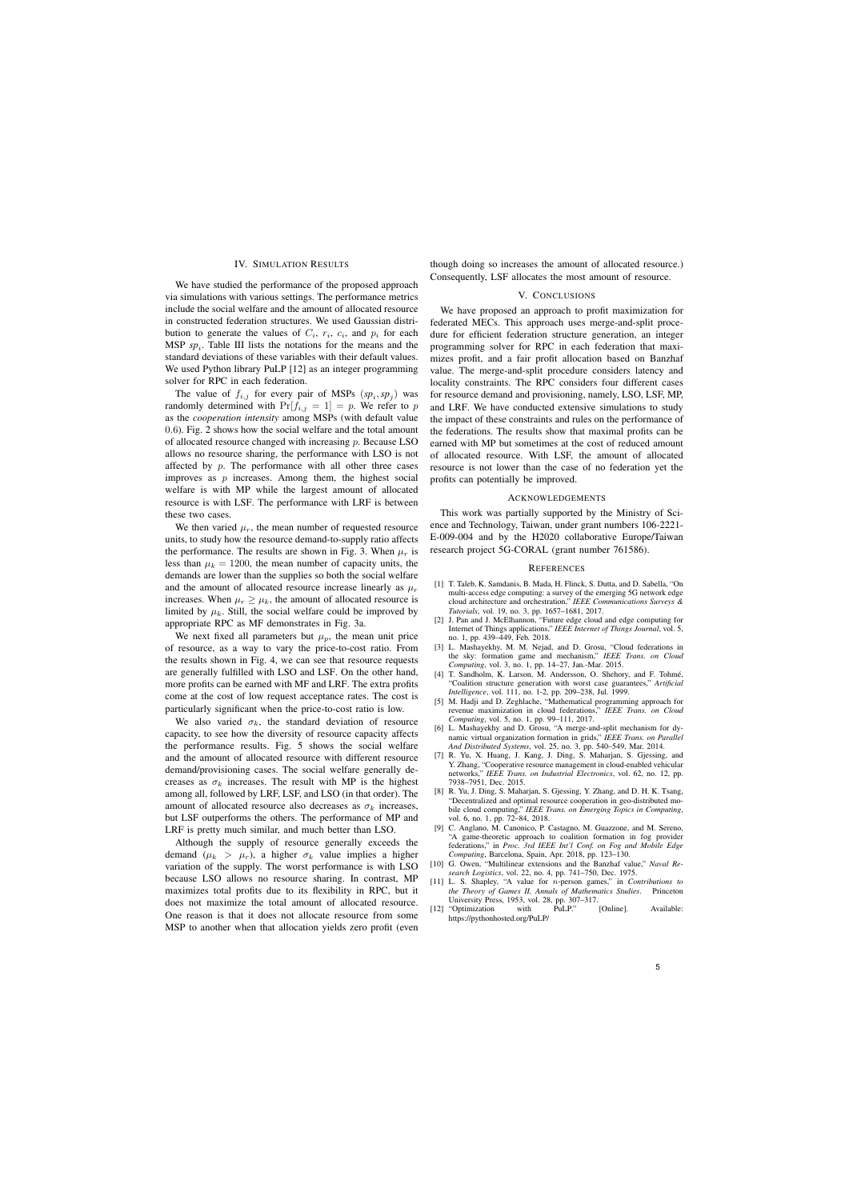## IV. Simulation Results

We have studied the performance of the proposed approach via simulations with various settings. The performance metrics include the social welfare and the amount of allocated resource in constructed federation structures. We used Gaussian distribution to generate the values of $C_i$, $r_i$, $c_i$, and $p_i$ for each MSP $sp_i$. Table III lists the notations for the means and the standard deviations of these variables with their default values. We used Python library PuLP [12] as an integer programming solver for RPC in each federation.

The value of $f_{i,j}$ for every pair of MSPs $(sp_i, sp_j)$ was randomly determined with $\Pr[f_{i,j} = 1] = p$. We refer to $p$ as the *cooperation intensity* among MSPs (with default value 0.6). Fig. 2 shows how the social welfare and the total amount of allocated resource changed with increasing $p$. Because LSO allows no resource sharing, the performance with LSO is not affected by $p$. The performance with all other three cases improves as $p$ increases. Among them, the highest social welfare is with MP while the largest amount of allocated resource is with LSF. The performance with LRF is between these two cases.

We then varied $\mu_r$, the mean number of requested resource units, to study how the resource demand-to-supply ratio affects the performance. The results are shown in Fig. 3. When $\mu_r$ is less than $\mu_k = 1200$, the mean number of capacity units, the demands are lower than the supplies so both the social welfare and the amount of allocated resource increase linearly as $\mu_r$ increases. When $\mu_r \geq \mu_k$, the amount of allocated resource is limited by $\mu_k$. Still, the social welfare could be improved by appropriate RPC as MF demonstrates in Fig. 3a.

We next fixed all parameters but $\mu_p$, the mean unit price of resource, as a way to vary the price-to-cost ratio. From the results shown in Fig. 4, we can see that resource requests are generally fulfilled with LSO and LSF. On the other hand, more profits can be earned with MF and LRF. The extra profits come at the cost of low request acceptance rates. The cost is particularly significant when the price-to-cost ratio is low.

We also varied $\sigma_k$, the standard deviation of resource capacity, to see how the diversity of resource capacity affects the performance results. Fig. 5 shows the social welfare and the amount of allocated resource with different resource demand/provisioning cases. The social welfare generally decreases as $\sigma_k$ increases. The result with MP is the highest among all, followed by LRF, LSF, and LSO (in that order). The amount of allocated resource also decreases as $\sigma_k$ increases, but LSF outperforms the others. The performance of MP and LRF is pretty much similar, and much better than LSO.

Although the supply of resource generally exceeds the demand ($\mu_k > \mu_r$), a higher $\sigma_k$ value implies a higher variation of the supply. The worst performance is with LSO because LSO allows no resource sharing. In contrast, MP maximizes total profits due to its flexibility in RPC, but it does not maximize the total amount of allocated resource. One reason is that it does not allocate resource from some MSP to another when that allocation yields zero profit (even though doing so increases the amount of allocated resource.) Consequently, LSF allocates the most amount of resource.

## V. Conclusions

We have proposed an approach to profit maximization for federated MECs. This approach uses merge-and-split procedure for efficient federation structure generation, an integer programming solver for RPC in each federation that maximizes profit, and a fair profit allocation based on Banzhaf value. The merge-and-split procedure considers latency and locality constraints. The RPC considers four different cases for resource demand and provisioning, namely, LSO, LSF, MP, and LRF. We have conducted extensive simulations to study the impact of these constraints and rules on the performance of the federations. The results show that maximal profits can be earned with MP but sometimes at the cost of reduced amount of allocated resource. With LSF, the amount of allocated resource is not lower than the case of no federation yet the profits can potentially be improved.

## Acknowledgements

This work was partially supported by the Ministry of Science and Technology, Taiwan, under grant numbers 106-2221-E-009-004 and by the H2020 collaborative Europe/Taiwan research project 5G-CORAL (grant number 761586).

## References

[1] T. Taleb, K. Samdanis, B. Mada, H. Flinck, S. Dutta, and D. Sabella, "On multi-access edge computing: a survey of the emerging 5G network edge cloud architecture and orchestration," *IEEE Communications Surveys & Tutorials*, vol. 19, no. 3, pp. 1657–1681, 2017.

[2] J. Pan and J. McElhannon, "Future edge cloud and edge computing for Internet of Things applications," *IEEE Internet of Things Journal*, vol. 5, no. 1, pp. 439–449, Feb. 2018.

[3] L. Mashayekhy, M. M. Nejad, and D. Grosu, "Cloud federations in the sky: formation game and mechanism," *IEEE Trans. on Cloud Computing*, vol. 3, no. 1, pp. 14–27, Jan.-Mar. 2015.

[4] T. Sandholm, K. Larson, M. Andersson, O. Shehory, and F. Tohmé, "Coalition structure generation with worst case guarantees," *Artificial Intelligence*, vol. 111, no. 1-2, pp. 209–238, Jul. 1999.

[5] M. Hadji and D. Zeghlache, "Mathematical programming approach for revenue maximization in cloud federations," *IEEE Trans. on Cloud Computing*, vol. 5, no. 1, pp. 99–111, 2017.

[6] L. Mashayekhy and D. Grosu, "A merge-and-split mechanism for dynamic virtual organization formation in grids," *IEEE Trans. on Parallel And Distributed Systems*, vol. 25, no. 3, pp. 540–549, Mar. 2014.

[7] R. Yu, X. Huang, J. Kang, J. Ding, S. Maharjan, S. Gjessing, and Y. Zhang, "Cooperative resource management in cloud-enabled vehicular networks," *IEEE Trans. on Industrial Electronics*, vol. 62, no. 12, pp. 7938–7951, Dec. 2015.

[8] R. Yu, J. Ding, S. Maharjan, S. Gjessing, Y. Zhang, and D. H. K. Tsang, "Decentralized and optimal resource cooperation in geo-distributed mobile cloud computing," *IEEE Trans. on Emerging Topics in Computing*, vol. 6, no. 1, pp. 72–84, 2018.

[9] C. Anglano, M. Canonico, P. Castagno, M. Guazzone, and M. Sereno, "A game-theoretic approach to coalition formation in fog provider federations," in *Proc. 3rd IEEE Int'l Conf. on Fog and Mobile Edge Computing*, Barcelona, Spain, Apr. 2018, pp. 123–130.

[10] G. Owen, "Multilinear extensions and the Banzhaf value," *Naval Research Logistics*, vol. 22, no. 4, pp. 741–750, Dec. 1975.

[11] L. S. Shapley, "A value for $n$-person games," in *Contributions to the Theory of Games II, Annals of Mathematics Studies*. Princeton University Press, 1953, vol. 28, pp. 307–317.

[12] "Optimization with PuLP." [Online]. Available: https://pythonhosted.org/PuLP/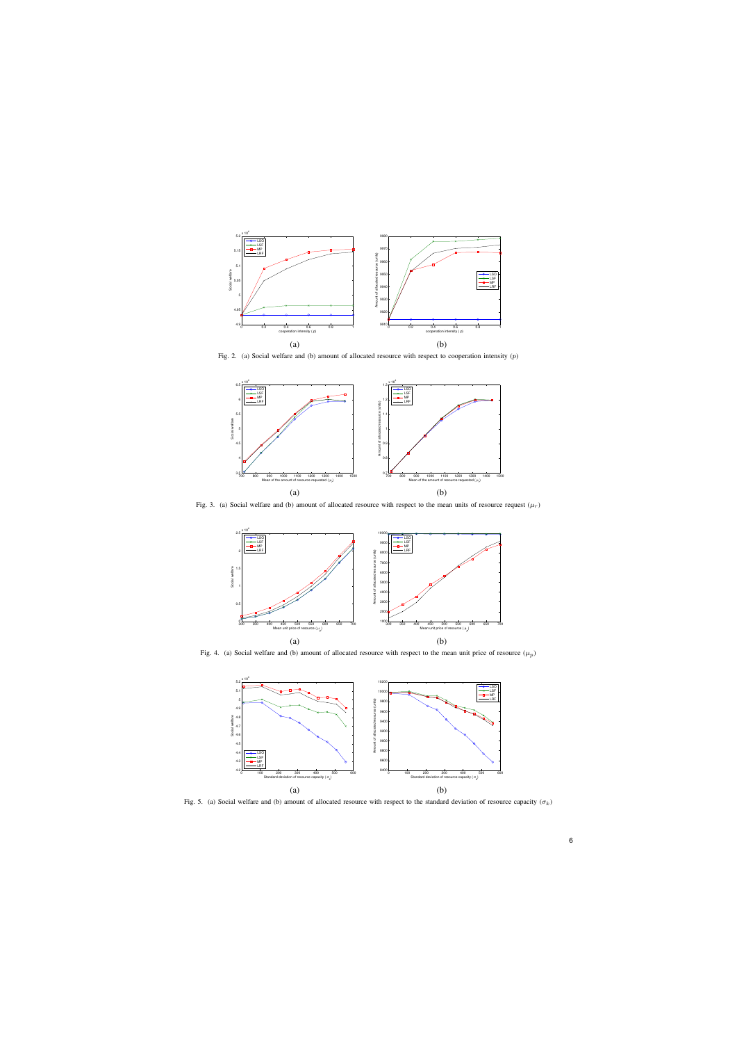LSO
LSF
MP
LRF

Social welfare

cooperation intensity ($p$)

(a)

LSO
LSF
MP
LRF

Amount of allocated resource (units)

cooperation intensity ($p$)

(b)

Fig. 2. (a) Social welfare and (b) amount of allocated resource with respect to cooperation intensity ($p$)

LSO
LSF
MP
LRF

Social welfare

Mean of the amount of resource requested ($\mu_r$)

(a)

LSO
LSF
MP
LRF

Amount of allocated resource (units)

Mean of the amount of resource requested ($\mu_r$)

(b)

Fig. 3. (a) Social welfare and (b) amount of allocated resource with respect to the mean units of resource request ($\mu_r$)

LSO
LSF
MP
LRF

Social welfare

Mean unit price of resource ($\mu_p$)

(a)

LSO
LSF
MP
LRF

Amount of allocated resource (units)

Mean unit price of resource ($\mu_p$)

(b)

Fig. 4. (a) Social welfare and (b) amount of allocated resource with respect to the mean unit price of resource ($\mu_p$)

LSO
LSF
MP
LRF

Social welfare

Standard deviation of resource capacity ($\sigma_k$)

(a)

LSO
LSF
MP
LRF

Amount of allocated resource (units)

Standard deviation of resource capacity ($\sigma_k$)

(b)

Fig. 5. (a) Social welfare and (b) amount of allocated resource with respect to the standard deviation of resource capacity ($\sigma_k$)